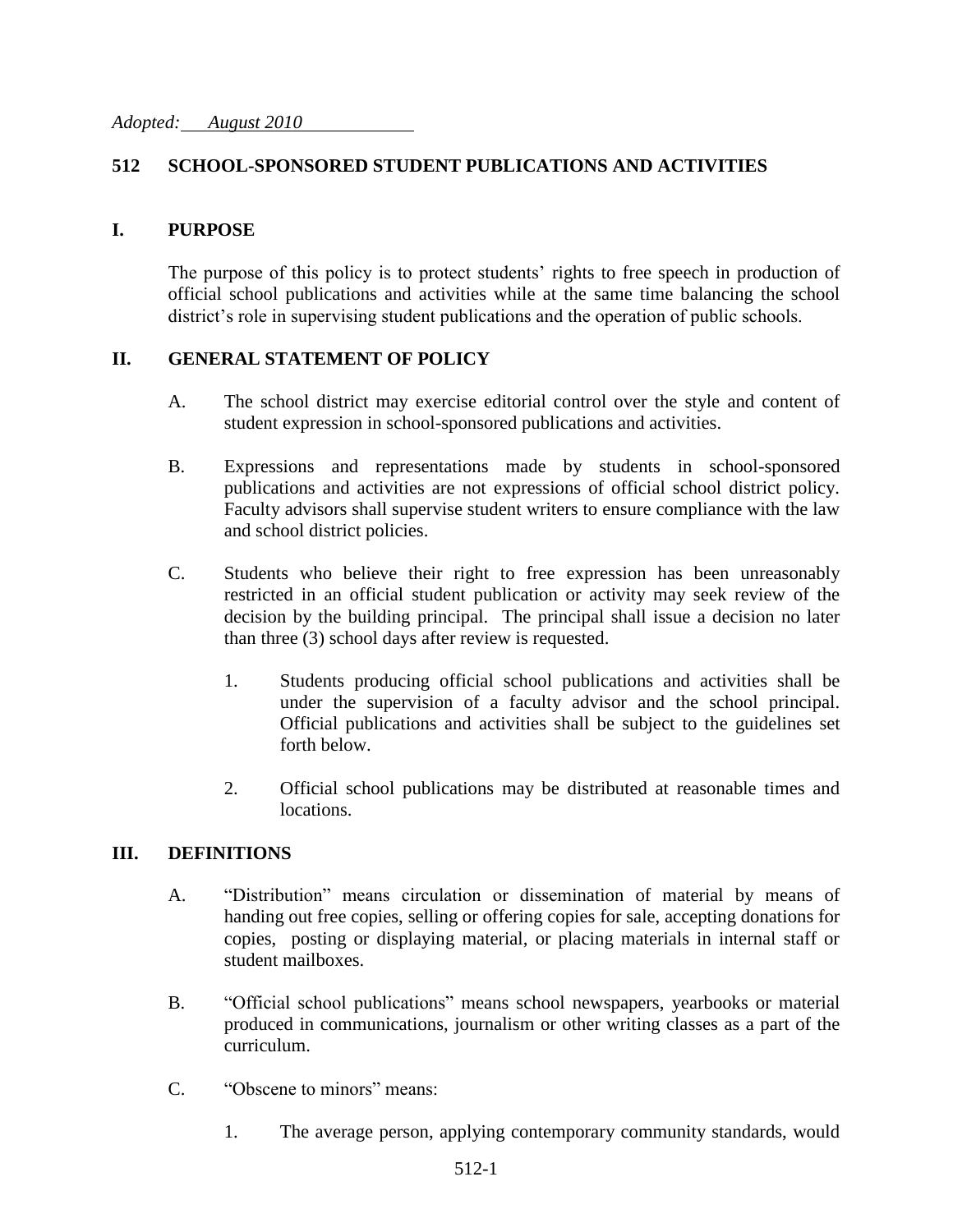*Adopted: August 2010*

## 512 SCHOOL-SPONSORED STUDENT PUBLICATIONS AND ACTIVITIES

### I. PURPOSE

The purpose of this policy is to protect students' rights to free speech in production of official school publications and activities while at the same time balancing the school district's role in supervising student publications and the operation of public schools.

### II. GENERAL STATEMENT OF POLICY

A. The school district may exercise editorial control over the style and content of student expression in school-sponsored publications and activities.

B. Expressions and representations made by students in school-sponsored publications and activities are not expressions of official school district policy. Faculty advisors shall supervise student writers to ensure compliance with the law and school district policies.

C. Students who believe their right to free expression has been unreasonably restricted in an official student publication or activity may seek review of the decision by the building principal. The principal shall issue a decision no later than three (3) school days after review is requested.

   1. Students producing official school publications and activities shall be under the supervision of a faculty advisor and the school principal. Official publications and activities shall be subject to the guidelines set forth below.

   2. Official school publications may be distributed at reasonable times and locations.

### III. DEFINITIONS

A. "Distribution" means circulation or dissemination of material by means of handing out free copies, selling or offering copies for sale, accepting donations for copies, posting or displaying material, or placing materials in internal staff or student mailboxes.

B. "Official school publications" means school newspapers, yearbooks or material produced in communications, journalism or other writing classes as a part of the curriculum.

C. "Obscene to minors" means:

   1. The average person, applying contemporary community standards, would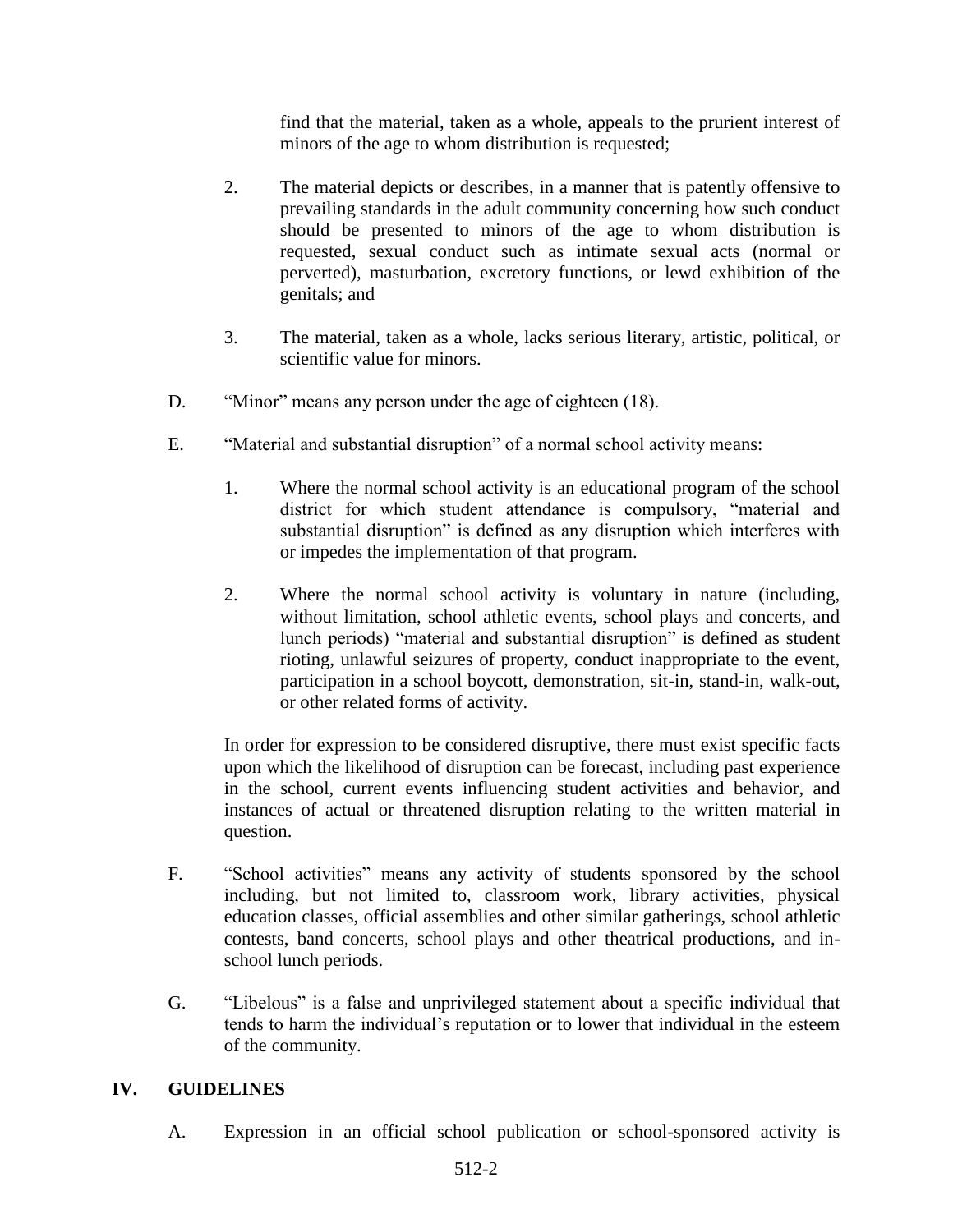find that the material, taken as a whole, appeals to the prurient interest of minors of the age to whom distribution is requested;

2. The material depicts or describes, in a manner that is patently offensive to prevailing standards in the adult community concerning how such conduct should be presented to minors of the age to whom distribution is requested, sexual conduct such as intimate sexual acts (normal or perverted), masturbation, excretory functions, or lewd exhibition of the genitals; and

3. The material, taken as a whole, lacks serious literary, artistic, political, or scientific value for minors.

D. "Minor" means any person under the age of eighteen (18).

E. "Material and substantial disruption" of a normal school activity means:

1. Where the normal school activity is an educational program of the school district for which student attendance is compulsory, "material and substantial disruption" is defined as any disruption which interferes with or impedes the implementation of that program.

2. Where the normal school activity is voluntary in nature (including, without limitation, school athletic events, school plays and concerts, and lunch periods) "material and substantial disruption" is defined as student rioting, unlawful seizures of property, conduct inappropriate to the event, participation in a school boycott, demonstration, sit-in, stand-in, walk-out, or other related forms of activity.

In order for expression to be considered disruptive, there must exist specific facts upon which the likelihood of disruption can be forecast, including past experience in the school, current events influencing student activities and behavior, and instances of actual or threatened disruption relating to the written material in question.

F. "School activities" means any activity of students sponsored by the school including, but not limited to, classroom work, library activities, physical education classes, official assemblies and other similar gatherings, school athletic contests, band concerts, school plays and other theatrical productions, and in-school lunch periods.

G. "Libelous" is a false and unprivileged statement about a specific individual that tends to harm the individual's reputation or to lower that individual in the esteem of the community.

## IV. GUIDELINES

A. Expression in an official school publication or school-sponsored activity is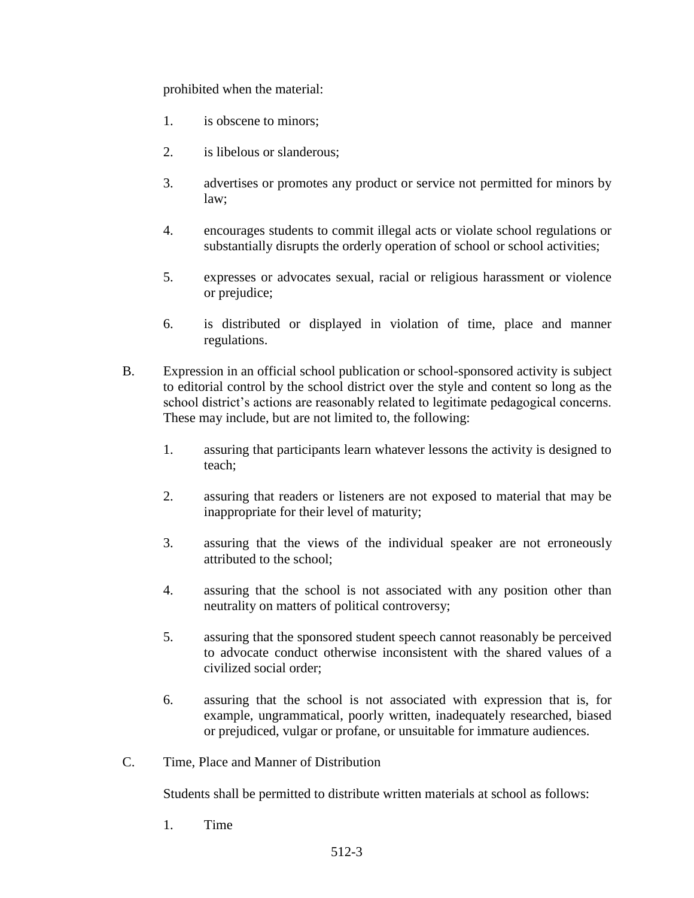prohibited when the material:

1. is obscene to minors;

2. is libelous or slanderous;

3. advertises or promotes any product or service not permitted for minors by law;

4. encourages students to commit illegal acts or violate school regulations or substantially disrupts the orderly operation of school or school activities;

5. expresses or advocates sexual, racial or religious harassment or violence or prejudice;

6. is distributed or displayed in violation of time, place and manner regulations.

B. Expression in an official school publication or school-sponsored activity is subject to editorial control by the school district over the style and content so long as the school district's actions are reasonably related to legitimate pedagogical concerns. These may include, but are not limited to, the following:

1. assuring that participants learn whatever lessons the activity is designed to teach;

2. assuring that readers or listeners are not exposed to material that may be inappropriate for their level of maturity;

3. assuring that the views of the individual speaker are not erroneously attributed to the school;

4. assuring that the school is not associated with any position other than neutrality on matters of political controversy;

5. assuring that the sponsored student speech cannot reasonably be perceived to advocate conduct otherwise inconsistent with the shared values of a civilized social order;

6. assuring that the school is not associated with expression that is, for example, ungrammatical, poorly written, inadequately researched, biased or prejudiced, vulgar or profane, or unsuitable for immature audiences.

C. Time, Place and Manner of Distribution

Students shall be permitted to distribute written materials at school as follows:

1. Time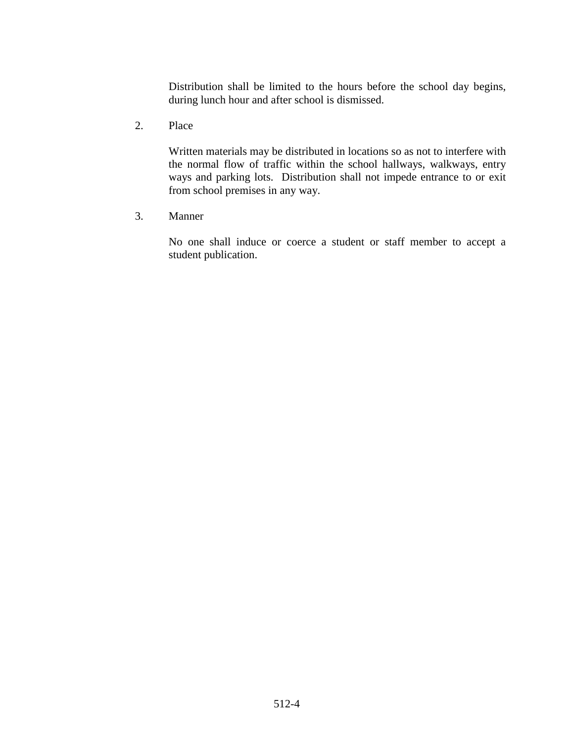Distribution shall be limited to the hours before the school day begins, during lunch hour and after school is dismissed.

2. Place

   Written materials may be distributed in locations so as not to interfere with the normal flow of traffic within the school hallways, walkways, entry ways and parking lots. Distribution shall not impede entrance to or exit from school premises in any way.

3. Manner

   No one shall induce or coerce a student or staff member to accept a student publication.